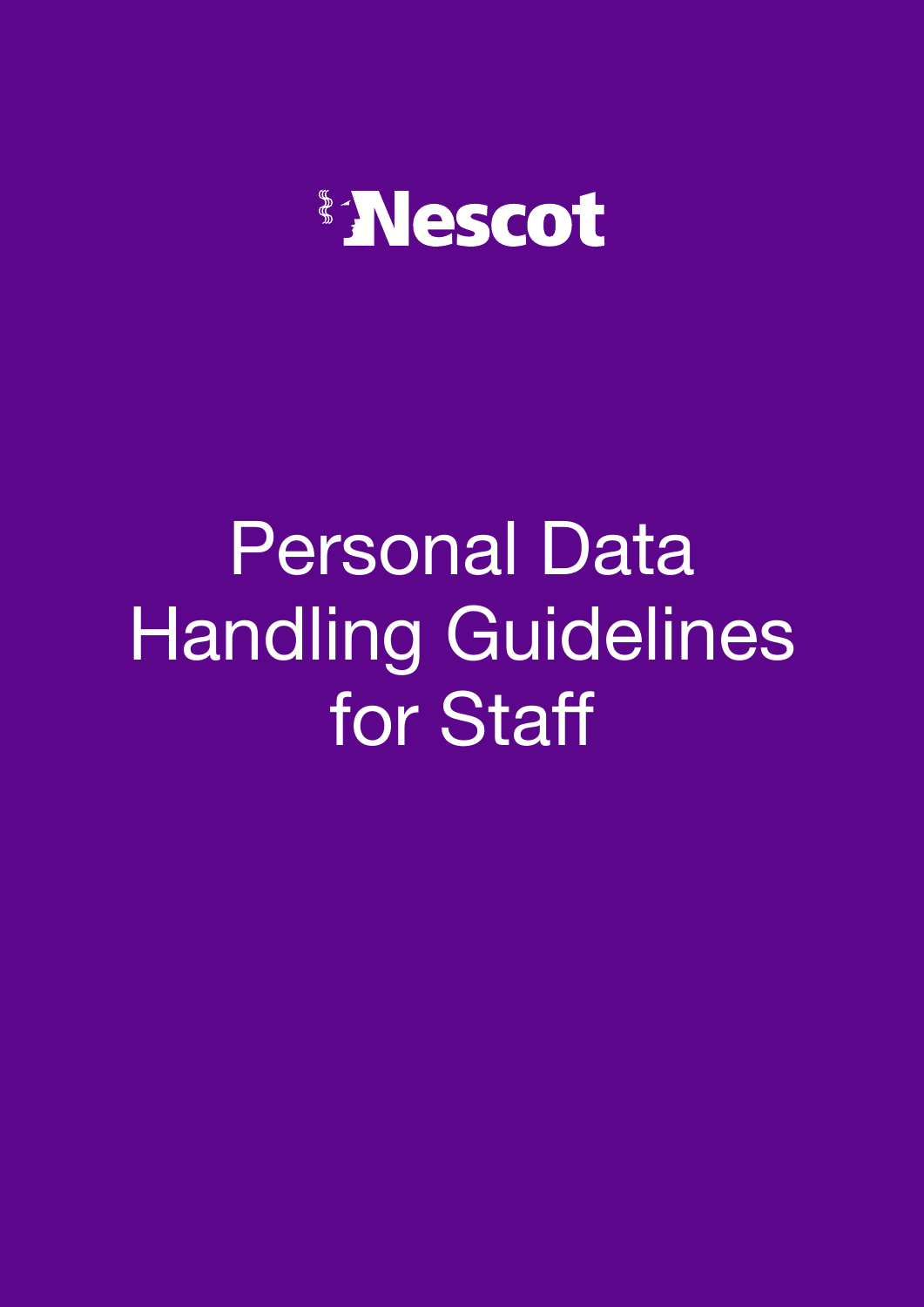Nescot

# Personal Data Handling Guidelines for Staff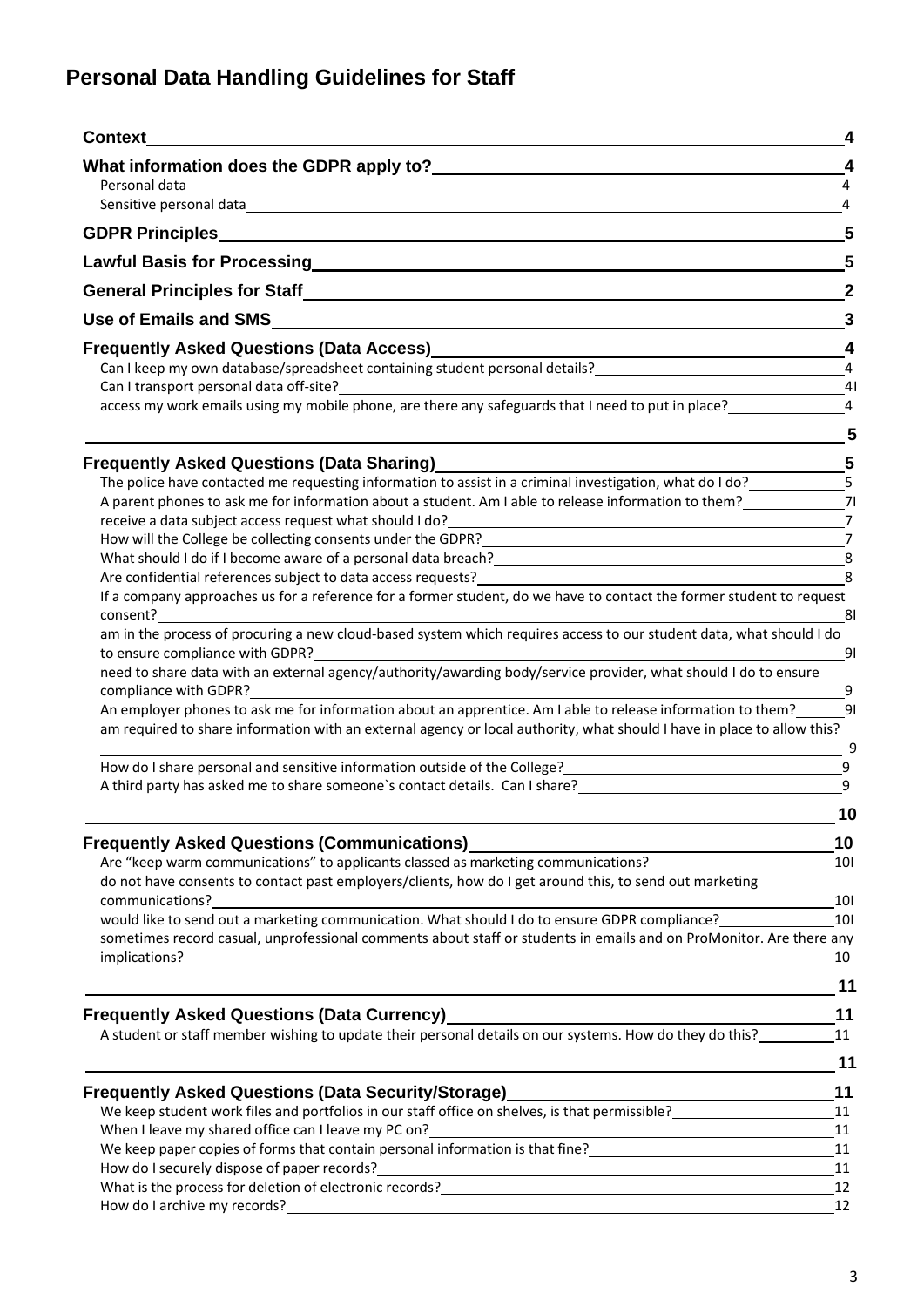## Personal Data Handling Guidelines for Staff

**Context** 4

**What information does the GDPR apply to?** 4

- Personal data 4
- Sensitive personal data 4

**GDPR Principles** 5

**Lawful Basis for Processing** 5

**General Principles for Staff** 2

**Use of Emails and SMS** 3

**Frequently Asked Questions (Data Access)** 4

- Can I keep my own database/spreadsheet containing student personal details? 4
- Can I transport personal data off-site? 4I
- access my work emails using my mobile phone, are there any safeguards that I need to put in place? 4

5

**Frequently Asked Questions (Data Sharing)** 5

- The police have contacted me requesting information to assist in a criminal investigation, what do I do? 5
- A parent phones to ask me for information about a student. Am I able to release information to them? 7I
- receive a data subject access request what should I do? 7
- How will the College be collecting consents under the GDPR? 7
- What should I do if I become aware of a personal data breach? 8
- Are confidential references subject to data access requests? 8
- If a company approaches us for a reference for a former student, do we have to contact the former student to request consent? 8I
- am in the process of procuring a new cloud-based system which requires access to our student data, what should I do to ensure compliance with GDPR? 9I
- need to share data with an external agency/authority/awarding body/service provider, what should I do to ensure compliance with GDPR? 9
- An employer phones to ask me for information about an apprentice. Am I able to release information to them? 9I
- am required to share information with an external agency or local authority, what should I have in place to allow this? 9
- How do I share personal and sensitive information outside of the College? 9
- A third party has asked me to share someone`s contact details. Can I share? 9

10

**Frequently Asked Questions (Communications)** 10

- Are "keep warm communications" to applicants classed as marketing communications? 10I
- do not have consents to contact past employers/clients, how do I get around this, to send out marketing communications? 10I
- would like to send out a marketing communication. What should I do to ensure GDPR compliance? 10I
- sometimes record casual, unprofessional comments about staff or students in emails and on ProMonitor. Are there any implications? 10

11

**Frequently Asked Questions (Data Currency)** 11

- A student or staff member wishing to update their personal details on our systems. How do they do this? 11

11

**Frequently Asked Questions (Data Security/Storage)** 11

- We keep student work files and portfolios in our staff office on shelves, is that permissible? 11
- When I leave my shared office can I leave my PC on? 11
- We keep paper copies of forms that contain personal information is that fine? 11
- How do I securely dispose of paper records? 11
- What is the process for deletion of electronic records? 12
- How do I archive my records? 12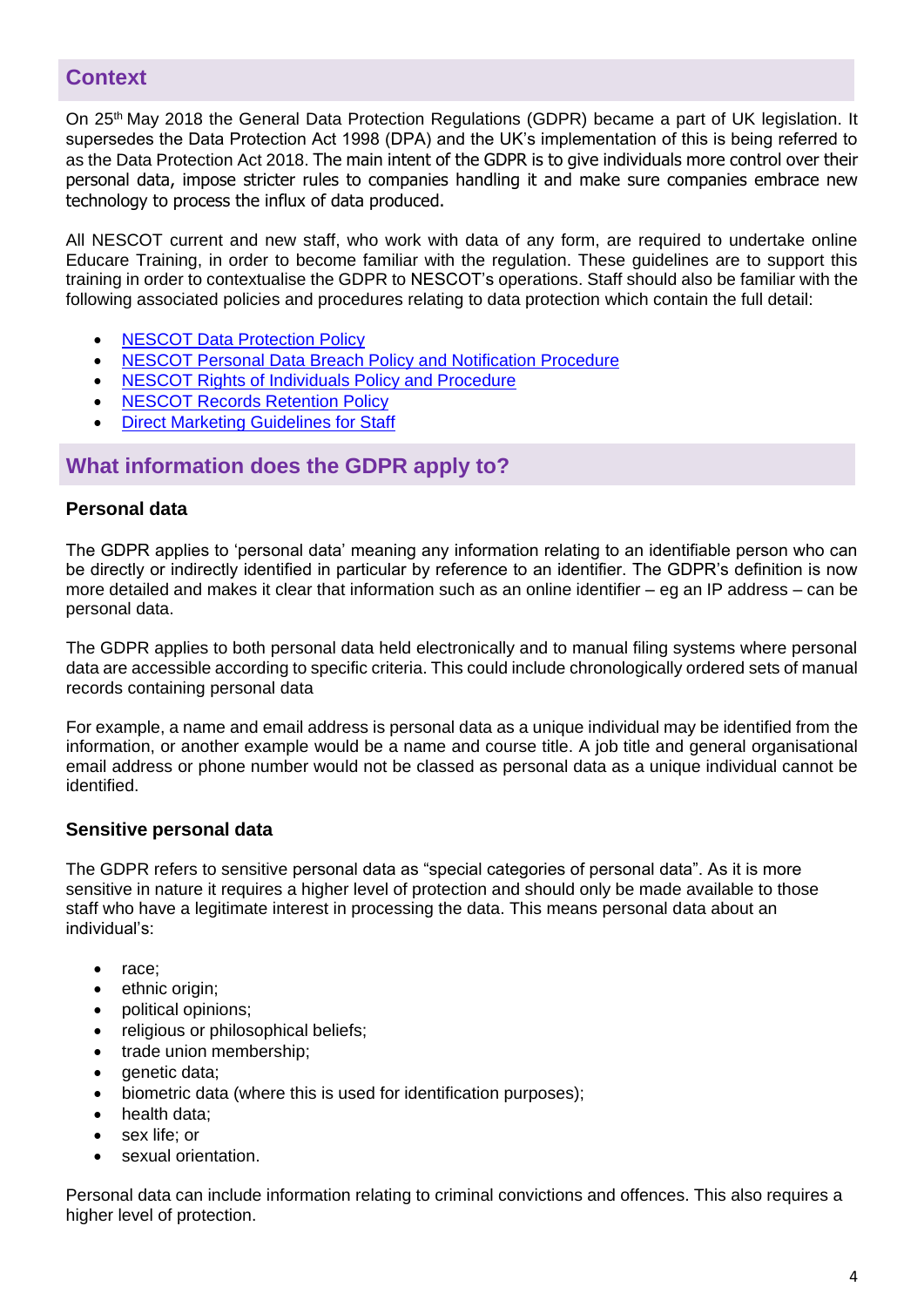## Context

On 25th May 2018 the General Data Protection Regulations (GDPR) became a part of UK legislation. It supersedes the Data Protection Act 1998 (DPA) and the UK's implementation of this is being referred to as the Data Protection Act 2018. The main intent of the GDPR is to give individuals more control over their personal data, impose stricter rules to companies handling it and make sure companies embrace new technology to process the influx of data produced.

All NESCOT current and new staff, who work with data of any form, are required to undertake online Educare Training, in order to become familiar with the regulation. These guidelines are to support this training in order to contextualise the GDPR to NESCOT's operations. Staff should also be familiar with the following associated policies and procedures relating to data protection which contain the full detail:

- NESCOT Data Protection Policy
- NESCOT Personal Data Breach Policy and Notification Procedure
- NESCOT Rights of Individuals Policy and Procedure
- NESCOT Records Retention Policy
- Direct Marketing Guidelines for Staff

## What information does the GDPR apply to?

### Personal data

The GDPR applies to 'personal data' meaning any information relating to an identifiable person who can be directly or indirectly identified in particular by reference to an identifier. The GDPR's definition is now more detailed and makes it clear that information such as an online identifier – eg an IP address – can be personal data.

The GDPR applies to both personal data held electronically and to manual filing systems where personal data are accessible according to specific criteria. This could include chronologically ordered sets of manual records containing personal data

For example, a name and email address is personal data as a unique individual may be identified from the information, or another example would be a name and course title. A job title and general organisational email address or phone number would not be classed as personal data as a unique individual cannot be identified.

### Sensitive personal data

The GDPR refers to sensitive personal data as "special categories of personal data". As it is more sensitive in nature it requires a higher level of protection and should only be made available to those staff who have a legitimate interest in processing the data. This means personal data about an individual's:

- race;
- ethnic origin;
- political opinions;
- religious or philosophical beliefs;
- trade union membership;
- genetic data;
- biometric data (where this is used for identification purposes);
- health data;
- sex life; or
- sexual orientation.

Personal data can include information relating to criminal convictions and offences. This also requires a higher level of protection.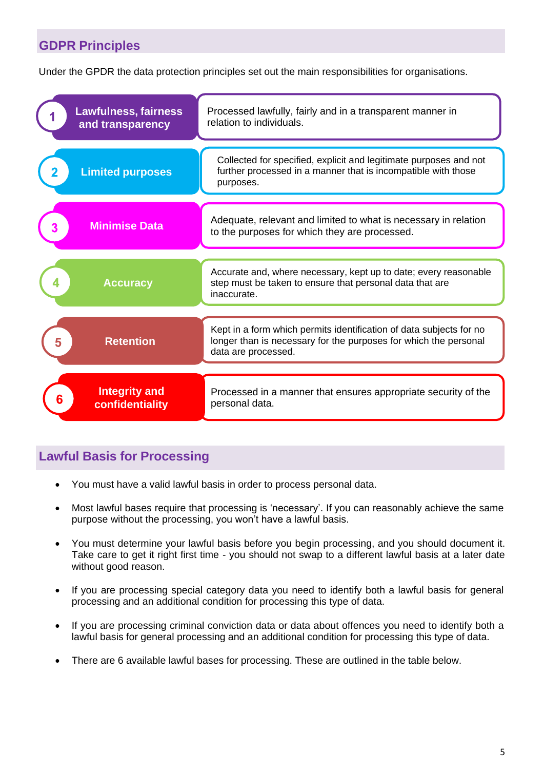## GDPR Principles

Under the GPDR the data protection principles set out the main responsibilities for organisations.

| # | Principle | Description |
|---|---|---|
| 1 | **Lawfulness, fairness and transparency** | Processed lawfully, fairly and in a transparent manner in relation to individuals. |
| 2 | **Limited purposes** | Collected for specified, explicit and legitimate purposes and not further processed in a manner that is incompatible with those purposes. |
| 3 | **Minimise Data** | Adequate, relevant and limited to what is necessary in relation to the purposes for which they are processed. |
| 4 | **Accuracy** | Accurate and, where necessary, kept up to date; every reasonable step must be taken to ensure that personal data that are inaccurate. |
| 5 | **Retention** | Kept in a form which permits identification of data subjects for no longer than is necessary for the purposes for which the personal data are processed. |
| 6 | **Integrity and confidentiality** | Processed in a manner that ensures appropriate security of the personal data. |

## Lawful Basis for Processing

- You must have a valid lawful basis in order to process personal data.
- Most lawful bases require that processing is 'necessary'. If you can reasonably achieve the same purpose without the processing, you won't have a lawful basis.
- You must determine your lawful basis before you begin processing, and you should document it. Take care to get it right first time - you should not swap to a different lawful basis at a later date without good reason.
- If you are processing special category data you need to identify both a lawful basis for general processing and an additional condition for processing this type of data.
- If you are processing criminal conviction data or data about offences you need to identify both a lawful basis for general processing and an additional condition for processing this type of data.
- There are 6 available lawful bases for processing. These are outlined in the table below.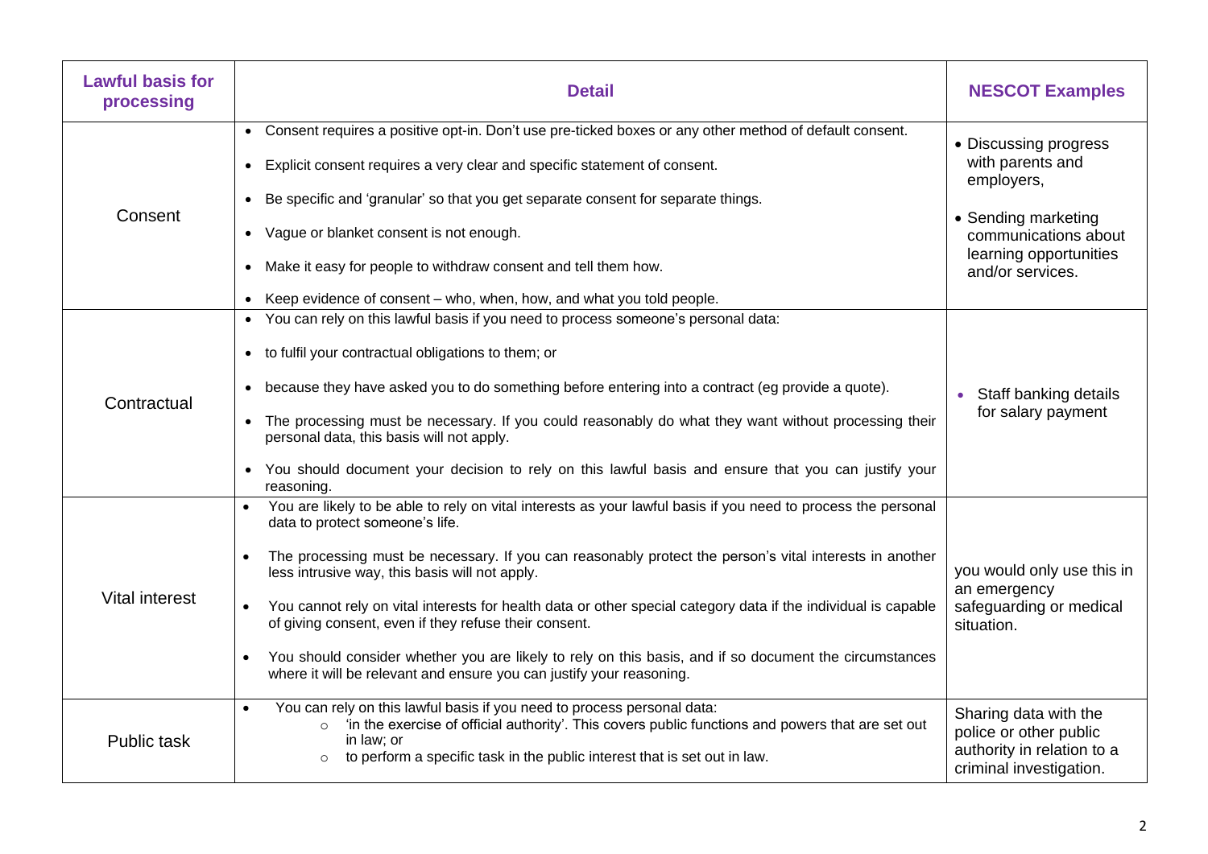| Lawful basis for processing | Detail | NESCOT Examples |
|---|---|---|
| Consent | • Consent requires a positive opt-in. Don't use pre-ticked boxes or any other method of default consent.<br>• Explicit consent requires a very clear and specific statement of consent.<br>• Be specific and 'granular' so that you get separate consent for separate things.<br>• Vague or blanket consent is not enough.<br>• Make it easy for people to withdraw consent and tell them how.<br>• Keep evidence of consent – who, when, how, and what you told people. | • Discussing progress with parents and employers,<br>• Sending marketing communications about learning opportunities and/or services. |
| Contractual | • You can rely on this lawful basis if you need to process someone's personal data:<br>• to fulfil your contractual obligations to them; or<br>• because they have asked you to do something before entering into a contract (eg provide a quote).<br>• The processing must be necessary. If you could reasonably do what they want without processing their personal data, this basis will not apply.<br>• You should document your decision to rely on this lawful basis and ensure that you can justify your reasoning. | • Staff banking details for salary payment |
| Vital interest | • You are likely to be able to rely on vital interests as your lawful basis if you need to process the personal data to protect someone's life.<br>• The processing must be necessary. If you can reasonably protect the person's vital interests in another less intrusive way, this basis will not apply.<br>• You cannot rely on vital interests for health data or other special category data if the individual is capable of giving consent, even if they refuse their consent.<br>• You should consider whether you are likely to rely on this basis, and if so document the circumstances where it will be relevant and ensure you can justify your reasoning. | you would only use this in an emergency safeguarding or medical situation. |
| Public task | • You can rely on this lawful basis if you need to process personal data:<br>  ○ 'in the exercise of official authority'. This covers public functions and powers that are set out in law; or<br>  ○ to perform a specific task in the public interest that is set out in law. | Sharing data with the police or other public authority in relation to a criminal investigation. |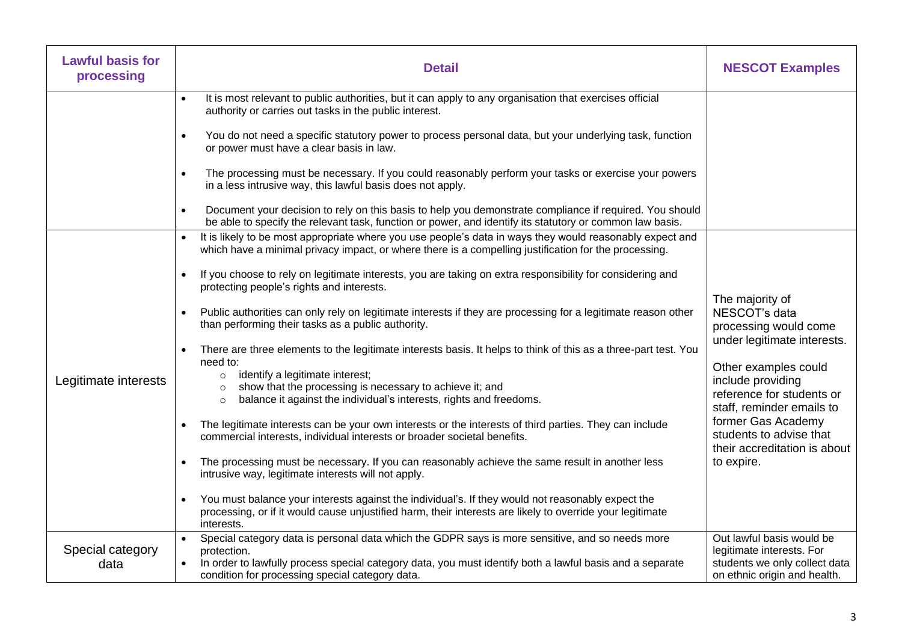| Lawful basis for processing | Detail | NESCOT Examples |
|---|---|---|
| | • It is most relevant to public authorities, but it can apply to any organisation that exercises official authority or carries out tasks in the public interest.<br>• You do not need a specific statutory power to process personal data, but your underlying task, function or power must have a clear basis in law.<br>• The processing must be necessary. If you could reasonably perform your tasks or exercise your powers in a less intrusive way, this lawful basis does not apply.<br>• Document your decision to rely on this basis to help you demonstrate compliance if required. You should be able to specify the relevant task, function or power, and identify its statutory or common law basis. | |
| Legitimate interests | • It is likely to be most appropriate where you use people's data in ways they would reasonably expect and which have a minimal privacy impact, or where there is a compelling justification for the processing.<br>• If you choose to rely on legitimate interests, you are taking on extra responsibility for considering and protecting people's rights and interests.<br>• Public authorities can only rely on legitimate interests if they are processing for a legitimate reason other than performing their tasks as a public authority.<br>• There are three elements to the legitimate interests basis. It helps to think of this as a three-part test. You need to:<br>  ○ identify a legitimate interest;<br>  ○ show that the processing is necessary to achieve it; and<br>  ○ balance it against the individual's interests, rights and freedoms.<br>• The legitimate interests can be your own interests or the interests of third parties. They can include commercial interests, individual interests or broader societal benefits.<br>• The processing must be necessary. If you can reasonably achieve the same result in another less intrusive way, legitimate interests will not apply.<br>• You must balance your interests against the individual's. If they would not reasonably expect the processing, or if it would cause unjustified harm, their interests are likely to override your legitimate interests. | The majority of NESCOT's data processing would come under legitimate interests.<br><br>Other examples could include providing reference for students or staff, reminder emails to former Gas Academy students to advise that their accreditation is about to expire. |
| Special category data | • Special category data is personal data which the GDPR says is more sensitive, and so needs more protection.<br>• In order to lawfully process special category data, you must identify both a lawful basis and a separate condition for processing special category data. | Out lawful basis would be legitimate interests. For students we only collect data on ethnic origin and health. |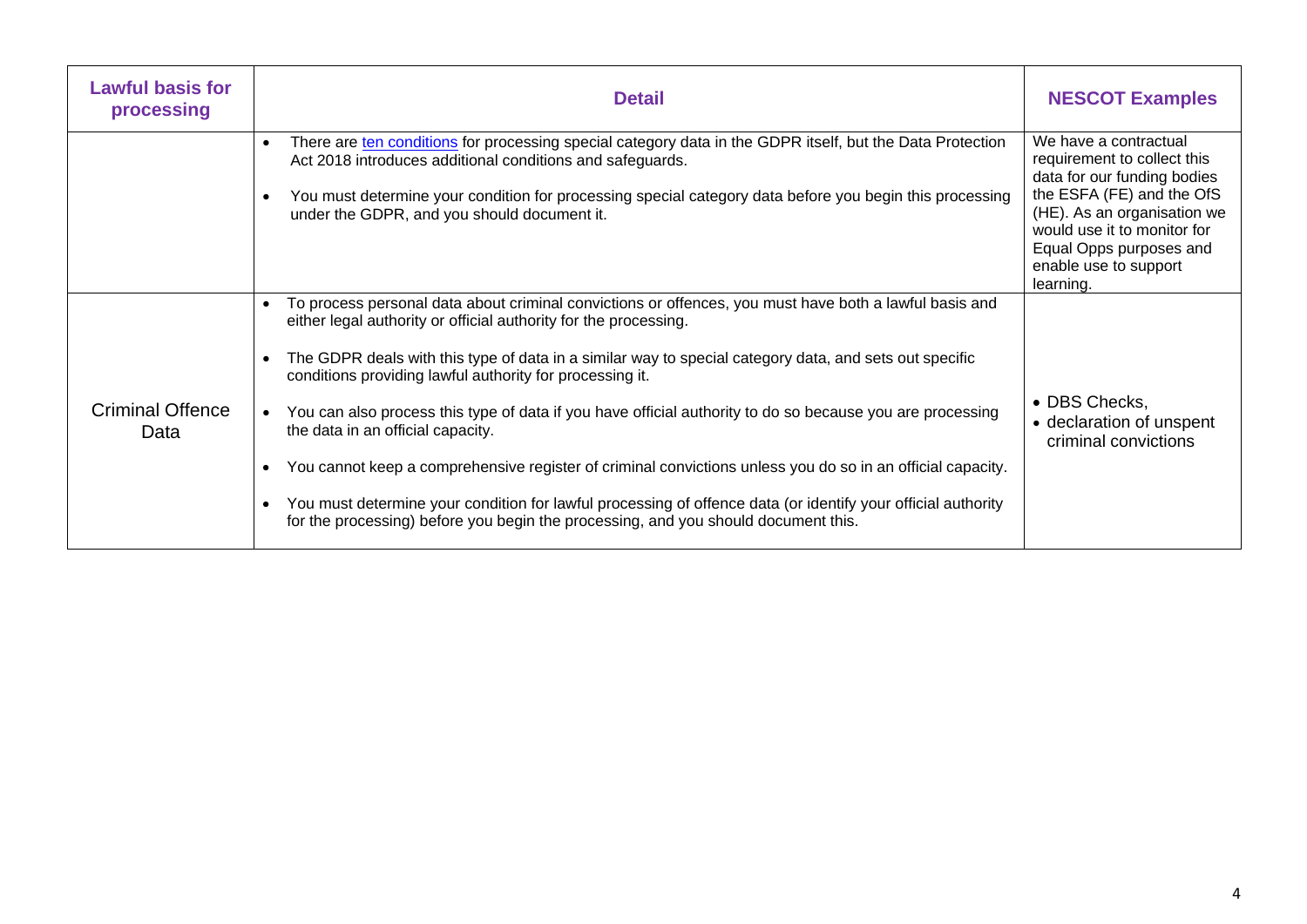| Lawful basis for processing | Detail | NESCOT Examples |
|---|---|---|
| | • There are [ten conditions](#) for processing special category data in the GDPR itself, but the Data Protection Act 2018 introduces additional conditions and safeguards.<br><br>• You must determine your condition for processing special category data before you begin this processing under the GDPR, and you should document it. | We have a contractual requirement to collect this data for our funding bodies the ESFA (FE) and the OfS (HE). As an organisation we would use it to monitor for Equal Opps purposes and enable use to support learning. |
| Criminal Offence Data | • To process personal data about criminal convictions or offences, you must have both a lawful basis and either legal authority or official authority for the processing.<br><br>• The GDPR deals with this type of data in a similar way to special category data, and sets out specific conditions providing lawful authority for processing it.<br><br>• You can also process this type of data if you have official authority to do so because you are processing the data in an official capacity.<br><br>• You cannot keep a comprehensive register of criminal convictions unless you do so in an official capacity.<br><br>• You must determine your condition for lawful processing of offence data (or identify your official authority for the processing) before you begin the processing, and you should document this. | • DBS Checks,<br>• declaration of unspent criminal convictions |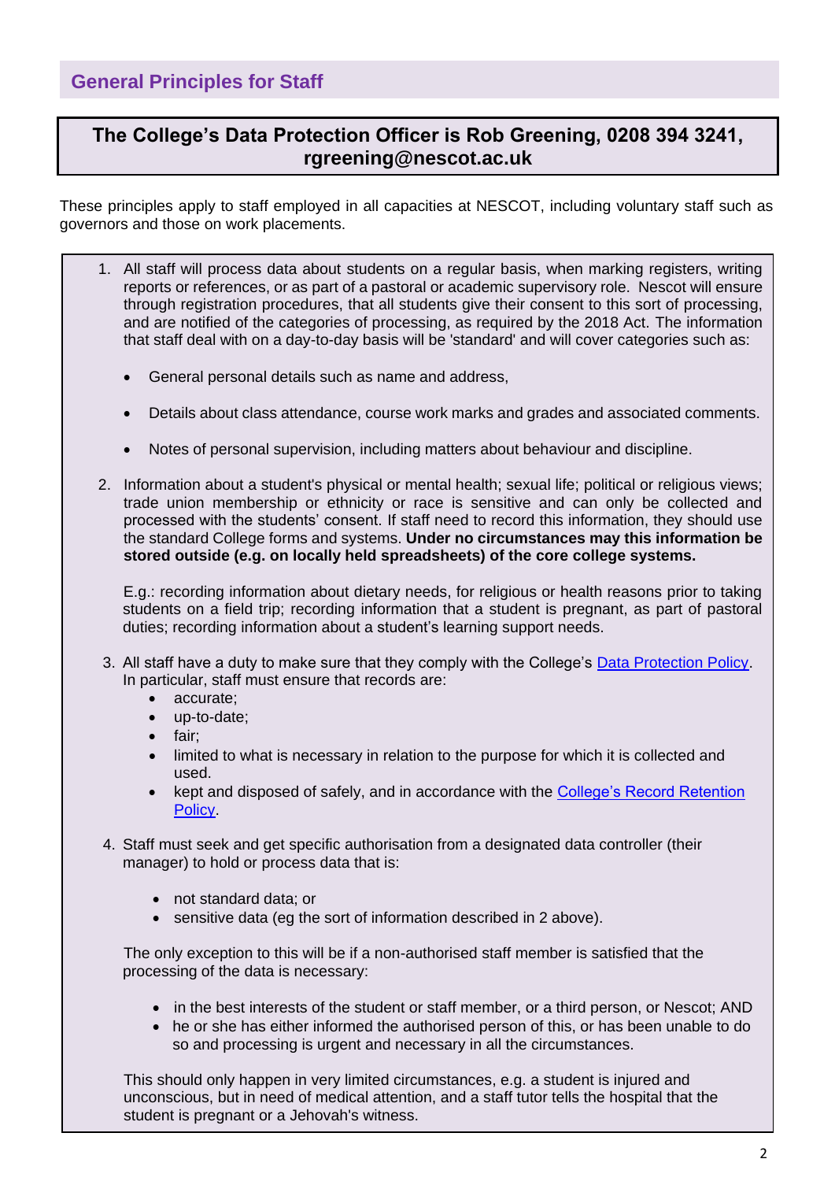## General Principles for Staff

**The College's Data Protection Officer is Rob Greening, 0208 394 3241, rgreening@nescot.ac.uk**

These principles apply to staff employed in all capacities at NESCOT, including voluntary staff such as governors and those on work placements.

1. All staff will process data about students on a regular basis, when marking registers, writing reports or references, or as part of a pastoral or academic supervisory role. Nescot will ensure through registration procedures, that all students give their consent to this sort of processing, and are notified of the categories of processing, as required by the 2018 Act. The information that staff deal with on a day-to-day basis will be 'standard' and will cover categories such as:

   - General personal details such as name and address,
   - Details about class attendance, course work marks and grades and associated comments.
   - Notes of personal supervision, including matters about behaviour and discipline.

2. Information about a student's physical or mental health; sexual life; political or religious views; trade union membership or ethnicity or race is sensitive and can only be collected and processed with the students' consent. If staff need to record this information, they should use the standard College forms and systems. **Under no circumstances may this information be stored outside (e.g. on locally held spreadsheets) of the core college systems.**

   E.g.: recording information about dietary needs, for religious or health reasons prior to taking students on a field trip; recording information that a student is pregnant, as part of pastoral duties; recording information about a student's learning support needs.

3. All staff have a duty to make sure that they comply with the College's [Data Protection Policy](). In particular, staff must ensure that records are:
   - accurate;
   - up-to-date;
   - fair;
   - limited to what is necessary in relation to the purpose for which it is collected and used.
   - kept and disposed of safely, and in accordance with the [College's Record Retention Policy]().

4. Staff must seek and get specific authorisation from a designated data controller (their manager) to hold or process data that is:

   - not standard data; or
   - sensitive data (eg the sort of information described in 2 above).

   The only exception to this will be if a non-authorised staff member is satisfied that the processing of the data is necessary:

   - in the best interests of the student or staff member, or a third person, or Nescot; AND
   - he or she has either informed the authorised person of this, or has been unable to do so and processing is urgent and necessary in all the circumstances.

   This should only happen in very limited circumstances, e.g. a student is injured and unconscious, but in need of medical attention, and a staff tutor tells the hospital that the student is pregnant or a Jehovah's witness.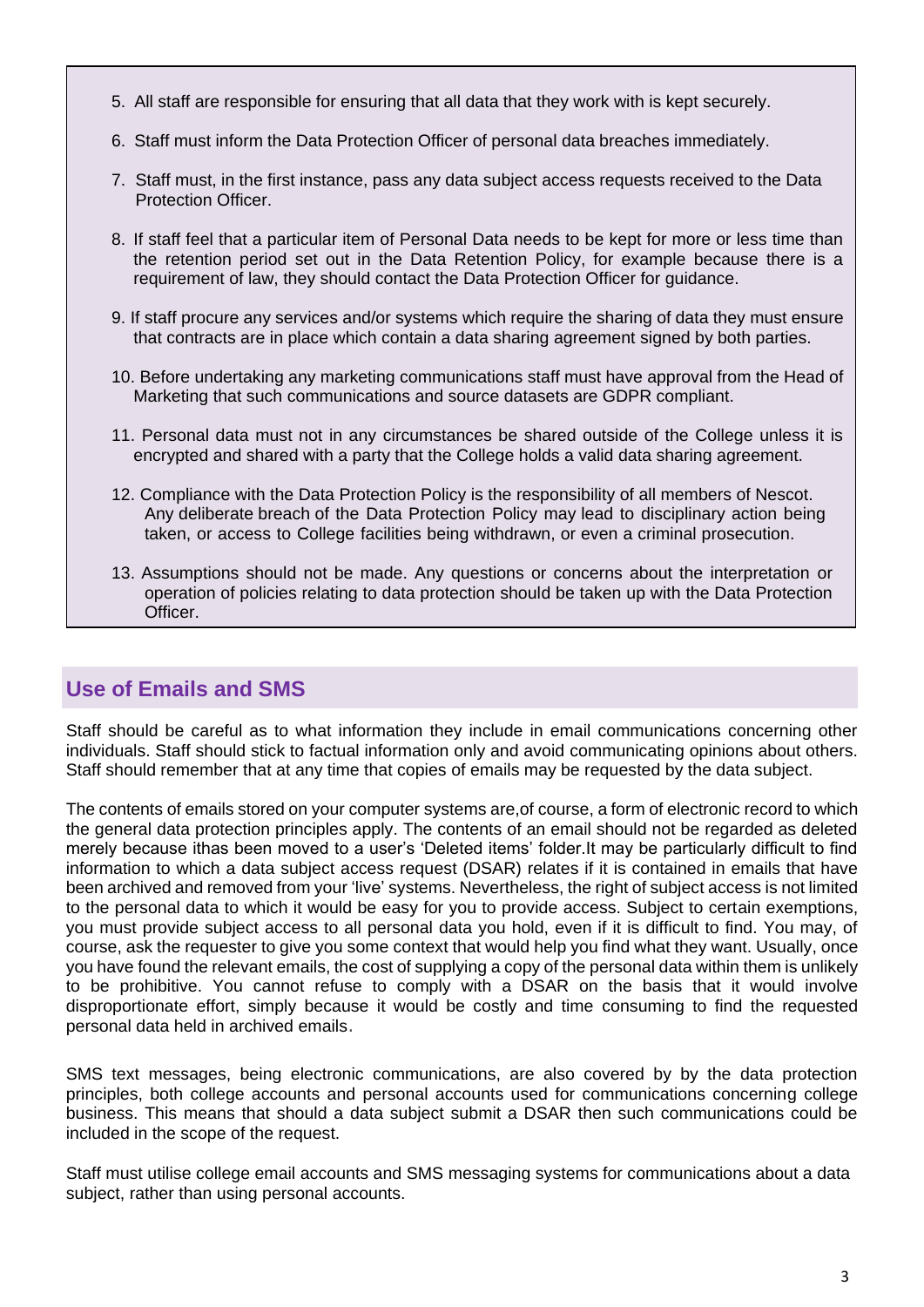5. All staff are responsible for ensuring that all data that they work with is kept securely.
6. Staff must inform the Data Protection Officer of personal data breaches immediately.
7. Staff must, in the first instance, pass any data subject access requests received to the Data Protection Officer.
8. If staff feel that a particular item of Personal Data needs to be kept for more or less time than the retention period set out in the Data Retention Policy, for example because there is a requirement of law, they should contact the Data Protection Officer for guidance.
9. If staff procure any services and/or systems which require the sharing of data they must ensure that contracts are in place which contain a data sharing agreement signed by both parties.
10. Before undertaking any marketing communications staff must have approval from the Head of Marketing that such communications and source datasets are GDPR compliant.
11. Personal data must not in any circumstances be shared outside of the College unless it is encrypted and shared with a party that the College holds a valid data sharing agreement.
12. Compliance with the Data Protection Policy is the responsibility of all members of Nescot. Any deliberate breach of the Data Protection Policy may lead to disciplinary action being taken, or access to College facilities being withdrawn, or even a criminal prosecution.
13. Assumptions should not be made. Any questions or concerns about the interpretation or operation of policies relating to data protection should be taken up with the Data Protection Officer.

## Use of Emails and SMS

Staff should be careful as to what information they include in email communications concerning other individuals. Staff should stick to factual information only and avoid communicating opinions about others. Staff should remember that at any time that copies of emails may be requested by the data subject.

The contents of emails stored on your computer systems are,of course, a form of electronic record to which the general data protection principles apply. The contents of an email should not be regarded as deleted merely because ithas been moved to a user's 'Deleted items' folder.It may be particularly difficult to find information to which a data subject access request (DSAR) relates if it is contained in emails that have been archived and removed from your 'live' systems. Nevertheless, the right of subject access is not limited to the personal data to which it would be easy for you to provide access. Subject to certain exemptions, you must provide subject access to all personal data you hold, even if it is difficult to find. You may, of course, ask the requester to give you some context that would help you find what they want. Usually, once you have found the relevant emails, the cost of supplying a copy of the personal data within them is unlikely to be prohibitive. You cannot refuse to comply with a DSAR on the basis that it would involve disproportionate effort, simply because it would be costly and time consuming to find the requested personal data held in archived emails.

SMS text messages, being electronic communications, are also covered by by the data protection principles, both college accounts and personal accounts used for communications concerning college business. This means that should a data subject submit a DSAR then such communications could be included in the scope of the request.

Staff must utilise college email accounts and SMS messaging systems for communications about a data subject, rather than using personal accounts.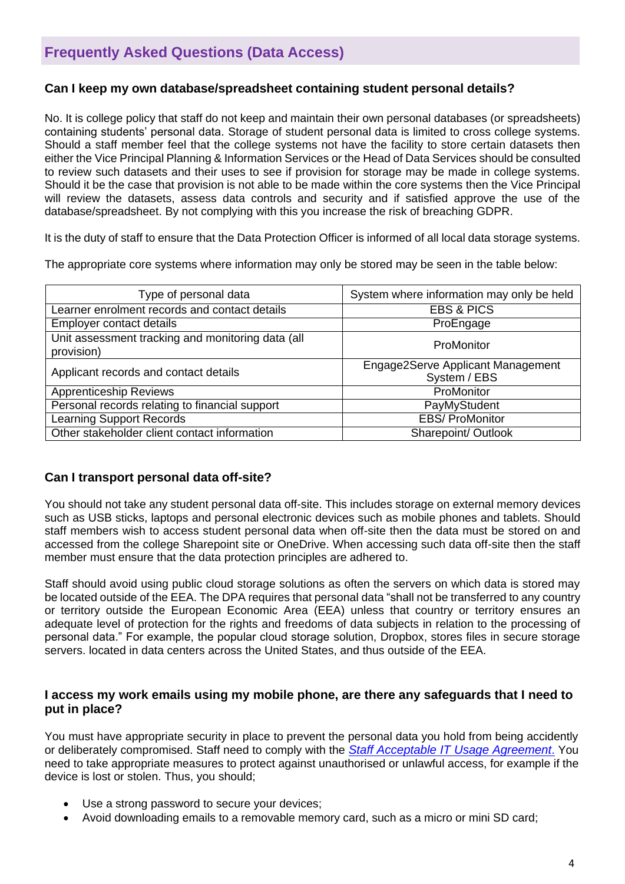## Frequently Asked Questions (Data Access)

### Can I keep my own database/spreadsheet containing student personal details?

No. It is college policy that staff do not keep and maintain their own personal databases (or spreadsheets) containing students' personal data. Storage of student personal data is limited to cross college systems. Should a staff member feel that the college systems not have the facility to store certain datasets then either the Vice Principal Planning & Information Services or the Head of Data Services should be consulted to review such datasets and their uses to see if provision for storage may be made in college systems. Should it be the case that provision is not able to be made within the core systems then the Vice Principal will review the datasets, assess data controls and security and if satisfied approve the use of the database/spreadsheet. By not complying with this you increase the risk of breaching GDPR.

It is the duty of staff to ensure that the Data Protection Officer is informed of all local data storage systems.

The appropriate core systems where information may only be stored may be seen in the table below:

| Type of personal data | System where information may only be held |
|---|---|
| Learner enrolment records and contact details | EBS & PICS |
| Employer contact details | ProEngage |
| Unit assessment tracking and monitoring data (all provision) | ProMonitor |
| Applicant records and contact details | Engage2Serve Applicant Management System / EBS |
| Apprenticeship Reviews | ProMonitor |
| Personal records relating to financial support | PayMyStudent |
| Learning Support Records | EBS/ ProMonitor |
| Other stakeholder client contact information | Sharepoint/ Outlook |

### Can I transport personal data off-site?

You should not take any student personal data off-site. This includes storage on external memory devices such as USB sticks, laptops and personal electronic devices such as mobile phones and tablets. Should staff members wish to access student personal data when off-site then the data must be stored on and accessed from the college Sharepoint site or OneDrive. When accessing such data off-site then the staff member must ensure that the data protection principles are adhered to.

Staff should avoid using public cloud storage solutions as often the servers on which data is stored may be located outside of the EEA. The DPA requires that personal data "shall not be transferred to any country or territory outside the European Economic Area (EEA) unless that country or territory ensures an adequate level of protection for the rights and freedoms of data subjects in relation to the processing of personal data." For example, the popular cloud storage solution, Dropbox, stores files in secure storage servers. located in data centers across the United States, and thus outside of the EEA.

### I access my work emails using my mobile phone, are there any safeguards that I need to put in place?

You must have appropriate security in place to prevent the personal data you hold from being accidently or deliberately compromised. Staff need to comply with the *Staff Acceptable IT Usage Agreement*. You need to take appropriate measures to protect against unauthorised or unlawful access, for example if the device is lost or stolen. Thus, you should;

- Use a strong password to secure your devices;
- Avoid downloading emails to a removable memory card, such as a micro or mini SD card;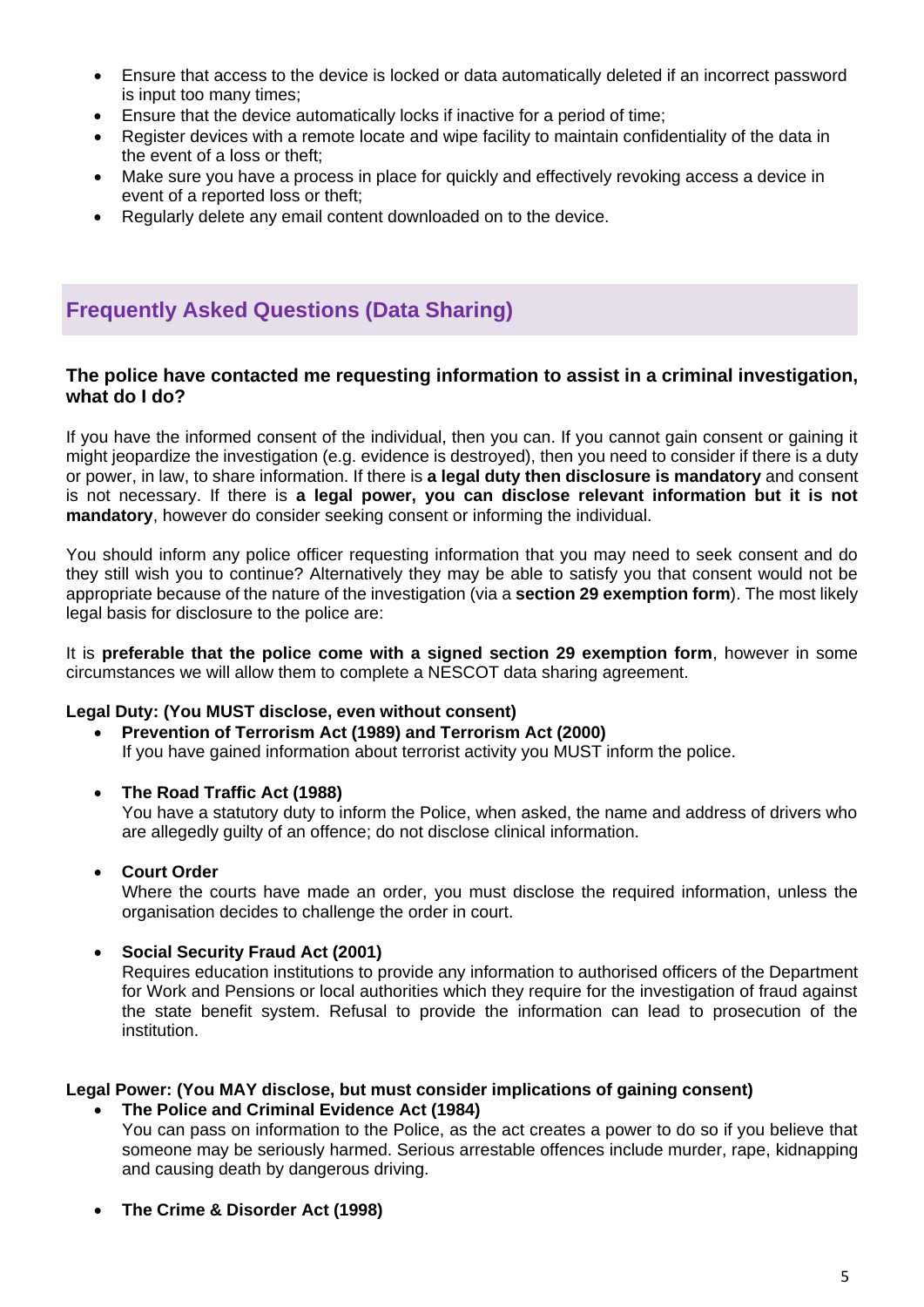- Ensure that access to the device is locked or data automatically deleted if an incorrect password is input too many times;
- Ensure that the device automatically locks if inactive for a period of time;
- Register devices with a remote locate and wipe facility to maintain confidentiality of the data in the event of a loss or theft;
- Make sure you have a process in place for quickly and effectively revoking access a device in event of a reported loss or theft;
- Regularly delete any email content downloaded on to the device.

## Frequently Asked Questions (Data Sharing)

### The police have contacted me requesting information to assist in a criminal investigation, what do I do?

If you have the informed consent of the individual, then you can. If you cannot gain consent or gaining it might jeopardize the investigation (e.g. evidence is destroyed), then you need to consider if there is a duty or power, in law, to share information. If there is **a legal duty then disclosure is mandatory** and consent is not necessary. If there is **a legal power, you can disclose relevant information but it is not mandatory**, however do consider seeking consent or informing the individual.

You should inform any police officer requesting information that you may need to seek consent and do they still wish you to continue? Alternatively they may be able to satisfy you that consent would not be appropriate because of the nature of the investigation (via a **section 29 exemption form**). The most likely legal basis for disclosure to the police are:

It is **preferable that the police come with a signed section 29 exemption form**, however in some circumstances we will allow them to complete a NESCOT data sharing agreement.

**Legal Duty: (You MUST disclose, even without consent)**

- **Prevention of Terrorism Act (1989) and Terrorism Act (2000)**
  If you have gained information about terrorist activity you MUST inform the police.

- **The Road Traffic Act (1988)**
  You have a statutory duty to inform the Police, when asked, the name and address of drivers who are allegedly guilty of an offence; do not disclose clinical information.

- **Court Order**
  Where the courts have made an order, you must disclose the required information, unless the organisation decides to challenge the order in court.

- **Social Security Fraud Act (2001)**
  Requires education institutions to provide any information to authorised officers of the Department for Work and Pensions or local authorities which they require for the investigation of fraud against the state benefit system. Refusal to provide the information can lead to prosecution of the institution.

**Legal Power: (You MAY disclose, but must consider implications of gaining consent)**

- **The Police and Criminal Evidence Act (1984)**
  You can pass on information to the Police, as the act creates a power to do so if you believe that someone may be seriously harmed. Serious arrestable offences include murder, rape, kidnapping and causing death by dangerous driving.

- **The Crime & Disorder Act (1998)**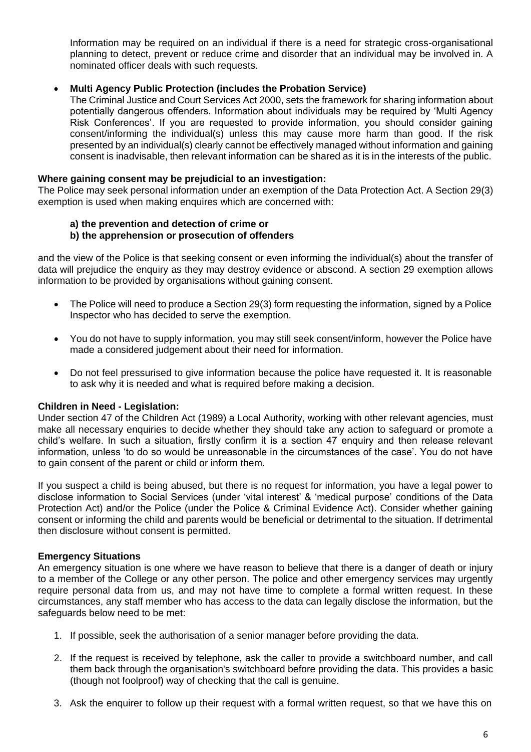Information may be required on an individual if there is a need for strategic cross-organisational planning to detect, prevent or reduce crime and disorder that an individual may be involved in. A nominated officer deals with such requests.

- **Multi Agency Public Protection (includes the Probation Service)**
  The Criminal Justice and Court Services Act 2000, sets the framework for sharing information about potentially dangerous offenders. Information about individuals may be required by 'Multi Agency Risk Conferences'. If you are requested to provide information, you should consider gaining consent/informing the individual(s) unless this may cause more harm than good. If the risk presented by an individual(s) clearly cannot be effectively managed without information and gaining consent is inadvisable, then relevant information can be shared as it is in the interests of the public.

**Where gaining consent may be prejudicial to an investigation:**
The Police may seek personal information under an exemption of the Data Protection Act. A Section 29(3) exemption is used when making enquires which are concerned with:

**a) the prevention and detection of crime or**
**b) the apprehension or prosecution of offenders**

and the view of the Police is that seeking consent or even informing the individual(s) about the transfer of data will prejudice the enquiry as they may destroy evidence or abscond. A section 29 exemption allows information to be provided by organisations without gaining consent.

- The Police will need to produce a Section 29(3) form requesting the information, signed by a Police Inspector who has decided to serve the exemption.
- You do not have to supply information, you may still seek consent/inform, however the Police have made a considered judgement about their need for information.
- Do not feel pressurised to give information because the police have requested it. It is reasonable to ask why it is needed and what is required before making a decision.

**Children in Need - Legislation:**
Under section 47 of the Children Act (1989) a Local Authority, working with other relevant agencies, must make all necessary enquiries to decide whether they should take any action to safeguard or promote a child's welfare. In such a situation, firstly confirm it is a section 47 enquiry and then release relevant information, unless 'to do so would be unreasonable in the circumstances of the case'. You do not have to gain consent of the parent or child or inform them.

If you suspect a child is being abused, but there is no request for information, you have a legal power to disclose information to Social Services (under 'vital interest' & 'medical purpose' conditions of the Data Protection Act) and/or the Police (under the Police & Criminal Evidence Act). Consider whether gaining consent or informing the child and parents would be beneficial or detrimental to the situation. If detrimental then disclosure without consent is permitted.

**Emergency Situations**
An emergency situation is one where we have reason to believe that there is a danger of death or injury to a member of the College or any other person. The police and other emergency services may urgently require personal data from us, and may not have time to complete a formal written request. In these circumstances, any staff member who has access to the data can legally disclose the information, but the safeguards below need to be met:

1. If possible, seek the authorisation of a senior manager before providing the data.
2. If the request is received by telephone, ask the caller to provide a switchboard number, and call them back through the organisation's switchboard before providing the data. This provides a basic (though not foolproof) way of checking that the call is genuine.
3. Ask the enquirer to follow up their request with a formal written request, so that we have this on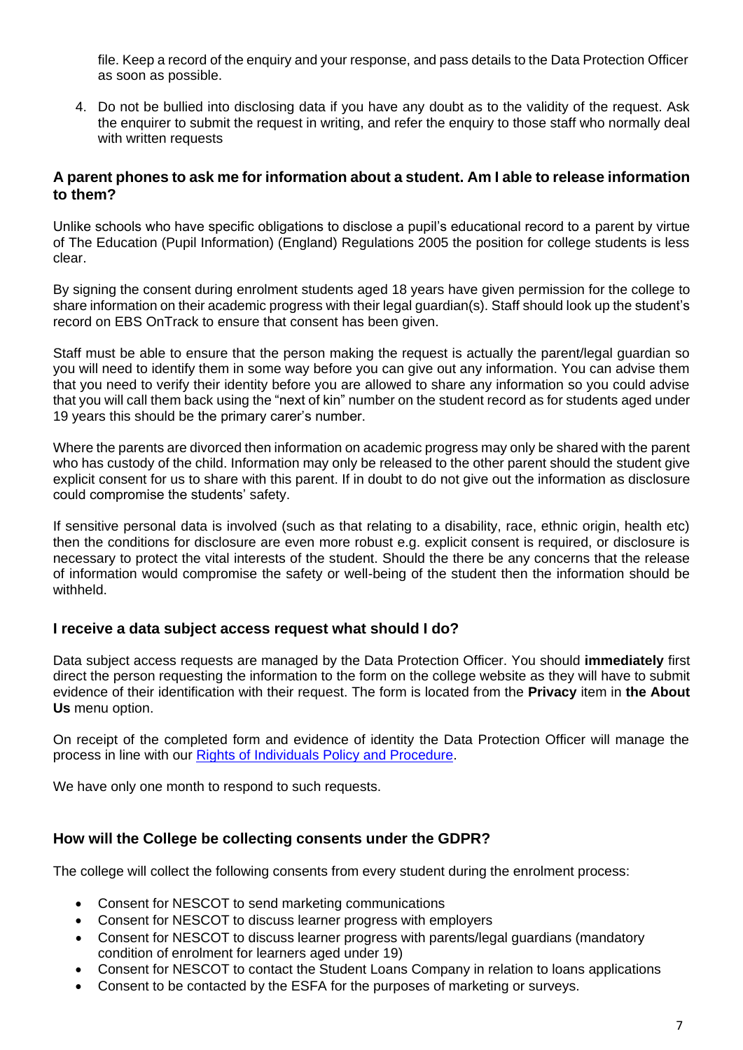file. Keep a record of the enquiry and your response, and pass details to the Data Protection Officer as soon as possible.

4. Do not be bullied into disclosing data if you have any doubt as to the validity of the request. Ask the enquirer to submit the request in writing, and refer the enquiry to those staff who normally deal with written requests

### A parent phones to ask me for information about a student. Am I able to release information to them?

Unlike schools who have specific obligations to disclose a pupil's educational record to a parent by virtue of The Education (Pupil Information) (England) Regulations 2005 the position for college students is less clear.

By signing the consent during enrolment students aged 18 years have given permission for the college to share information on their academic progress with their legal guardian(s). Staff should look up the student's record on EBS OnTrack to ensure that consent has been given.

Staff must be able to ensure that the person making the request is actually the parent/legal guardian so you will need to identify them in some way before you can give out any information. You can advise them that you need to verify their identity before you are allowed to share any information so you could advise that you will call them back using the "next of kin" number on the student record as for students aged under 19 years this should be the primary carer's number.

Where the parents are divorced then information on academic progress may only be shared with the parent who has custody of the child. Information may only be released to the other parent should the student give explicit consent for us to share with this parent. If in doubt to do not give out the information as disclosure could compromise the students' safety.

If sensitive personal data is involved (such as that relating to a disability, race, ethnic origin, health etc) then the conditions for disclosure are even more robust e.g. explicit consent is required, or disclosure is necessary to protect the vital interests of the student. Should the there be any concerns that the release of information would compromise the safety or well-being of the student then the information should be withheld.

### I receive a data subject access request what should I do?

Data subject access requests are managed by the Data Protection Officer. You should **immediately** first direct the person requesting the information to the form on the college website as they will have to submit evidence of their identification with their request. The form is located from the **Privacy** item in **the About Us** menu option.

On receipt of the completed form and evidence of identity the Data Protection Officer will manage the process in line with our Rights of Individuals Policy and Procedure.

We have only one month to respond to such requests.

### How will the College be collecting consents under the GDPR?

The college will collect the following consents from every student during the enrolment process:

- Consent for NESCOT to send marketing communications
- Consent for NESCOT to discuss learner progress with employers
- Consent for NESCOT to discuss learner progress with parents/legal guardians (mandatory condition of enrolment for learners aged under 19)
- Consent for NESCOT to contact the Student Loans Company in relation to loans applications
- Consent to be contacted by the ESFA for the purposes of marketing or surveys.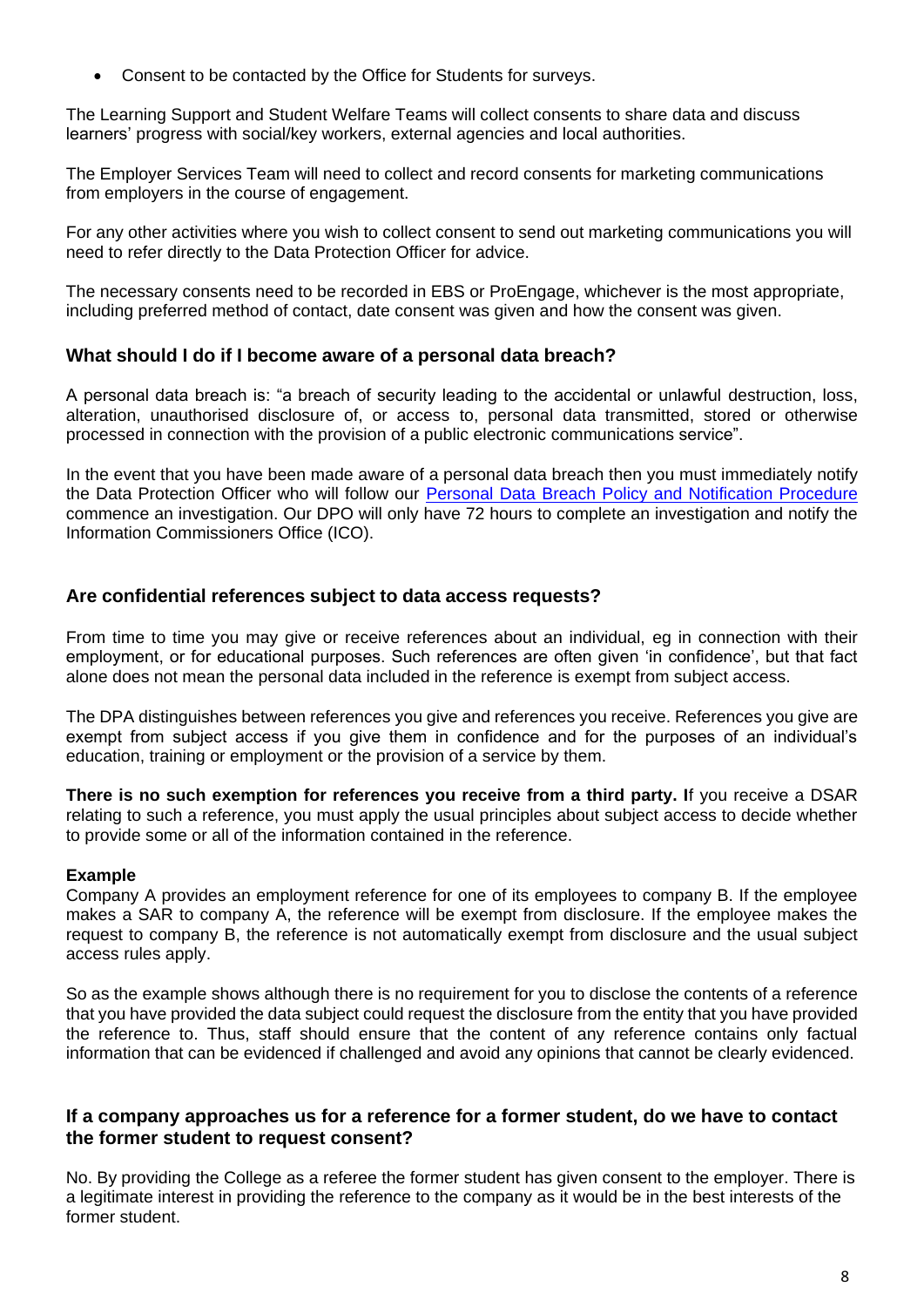- Consent to be contacted by the Office for Students for surveys.

The Learning Support and Student Welfare Teams will collect consents to share data and discuss learners' progress with social/key workers, external agencies and local authorities.

The Employer Services Team will need to collect and record consents for marketing communications from employers in the course of engagement.

For any other activities where you wish to collect consent to send out marketing communications you will need to refer directly to the Data Protection Officer for advice.

The necessary consents need to be recorded in EBS or ProEngage, whichever is the most appropriate, including preferred method of contact, date consent was given and how the consent was given.

### What should I do if I become aware of a personal data breach?

A personal data breach is: "a breach of security leading to the accidental or unlawful destruction, loss, alteration, unauthorised disclosure of, or access to, personal data transmitted, stored or otherwise processed in connection with the provision of a public electronic communications service".

In the event that you have been made aware of a personal data breach then you must immediately notify the Data Protection Officer who will follow our Personal Data Breach Policy and Notification Procedure commence an investigation. Our DPO will only have 72 hours to complete an investigation and notify the Information Commissioners Office (ICO).

### Are confidential references subject to data access requests?

From time to time you may give or receive references about an individual, eg in connection with their employment, or for educational purposes. Such references are often given 'in confidence', but that fact alone does not mean the personal data included in the reference is exempt from subject access.

The DPA distinguishes between references you give and references you receive. References you give are exempt from subject access if you give them in confidence and for the purposes of an individual's education, training or employment or the provision of a service by them.

**There is no such exemption for references you receive from a third party. I**f you receive a DSAR relating to such a reference, you must apply the usual principles about subject access to decide whether to provide some or all of the information contained in the reference.

**Example**
Company A provides an employment reference for one of its employees to company B. If the employee makes a SAR to company A, the reference will be exempt from disclosure. If the employee makes the request to company B, the reference is not automatically exempt from disclosure and the usual subject access rules apply.

So as the example shows although there is no requirement for you to disclose the contents of a reference that you have provided the data subject could request the disclosure from the entity that you have provided the reference to. Thus, staff should ensure that the content of any reference contains only factual information that can be evidenced if challenged and avoid any opinions that cannot be clearly evidenced.

### If a company approaches us for a reference for a former student, do we have to contact the former student to request consent?

No. By providing the College as a referee the former student has given consent to the employer. There is a legitimate interest in providing the reference to the company as it would be in the best interests of the former student.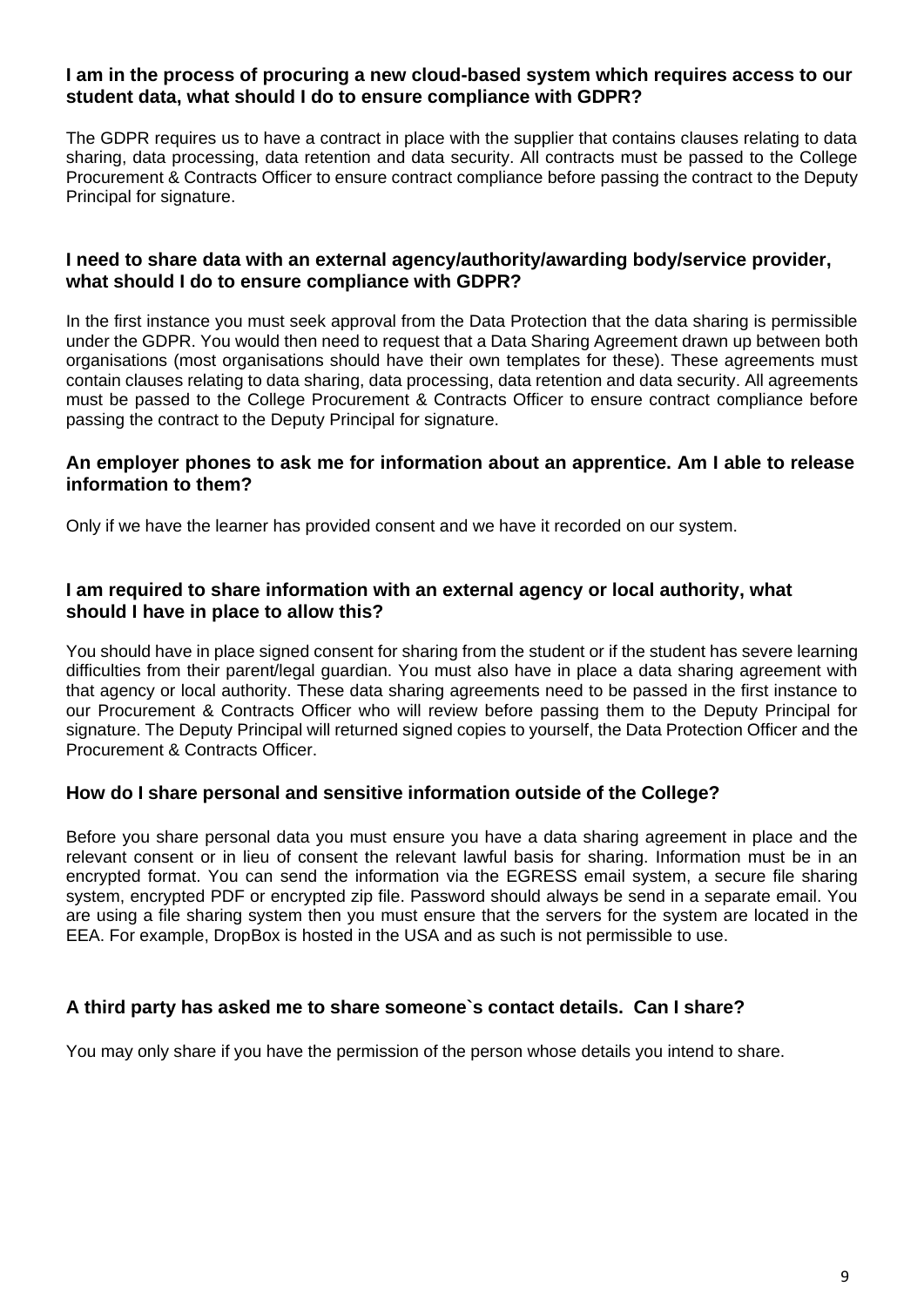### I am in the process of procuring a new cloud-based system which requires access to our student data, what should I do to ensure compliance with GDPR?

The GDPR requires us to have a contract in place with the supplier that contains clauses relating to data sharing, data processing, data retention and data security. All contracts must be passed to the College Procurement & Contracts Officer to ensure contract compliance before passing the contract to the Deputy Principal for signature.

### I need to share data with an external agency/authority/awarding body/service provider, what should I do to ensure compliance with GDPR?

In the first instance you must seek approval from the Data Protection that the data sharing is permissible under the GDPR. You would then need to request that a Data Sharing Agreement drawn up between both organisations (most organisations should have their own templates for these). These agreements must contain clauses relating to data sharing, data processing, data retention and data security. All agreements must be passed to the College Procurement & Contracts Officer to ensure contract compliance before passing the contract to the Deputy Principal for signature.

### An employer phones to ask me for information about an apprentice. Am I able to release information to them?

Only if we have the learner has provided consent and we have it recorded on our system.

### I am required to share information with an external agency or local authority, what should I have in place to allow this?

You should have in place signed consent for sharing from the student or if the student has severe learning difficulties from their parent/legal guardian. You must also have in place a data sharing agreement with that agency or local authority. These data sharing agreements need to be passed in the first instance to our Procurement & Contracts Officer who will review before passing them to the Deputy Principal for signature. The Deputy Principal will returned signed copies to yourself, the Data Protection Officer and the Procurement & Contracts Officer.

### How do I share personal and sensitive information outside of the College?

Before you share personal data you must ensure you have a data sharing agreement in place and the relevant consent or in lieu of consent the relevant lawful basis for sharing. Information must be in an encrypted format. You can send the information via the EGRESS email system, a secure file sharing system, encrypted PDF or encrypted zip file. Password should always be send in a separate email. You are using a file sharing system then you must ensure that the servers for the system are located in the EEA. For example, DropBox is hosted in the USA and as such is not permissible to use.

### A third party has asked me to share someone`s contact details. Can I share?

You may only share if you have the permission of the person whose details you intend to share.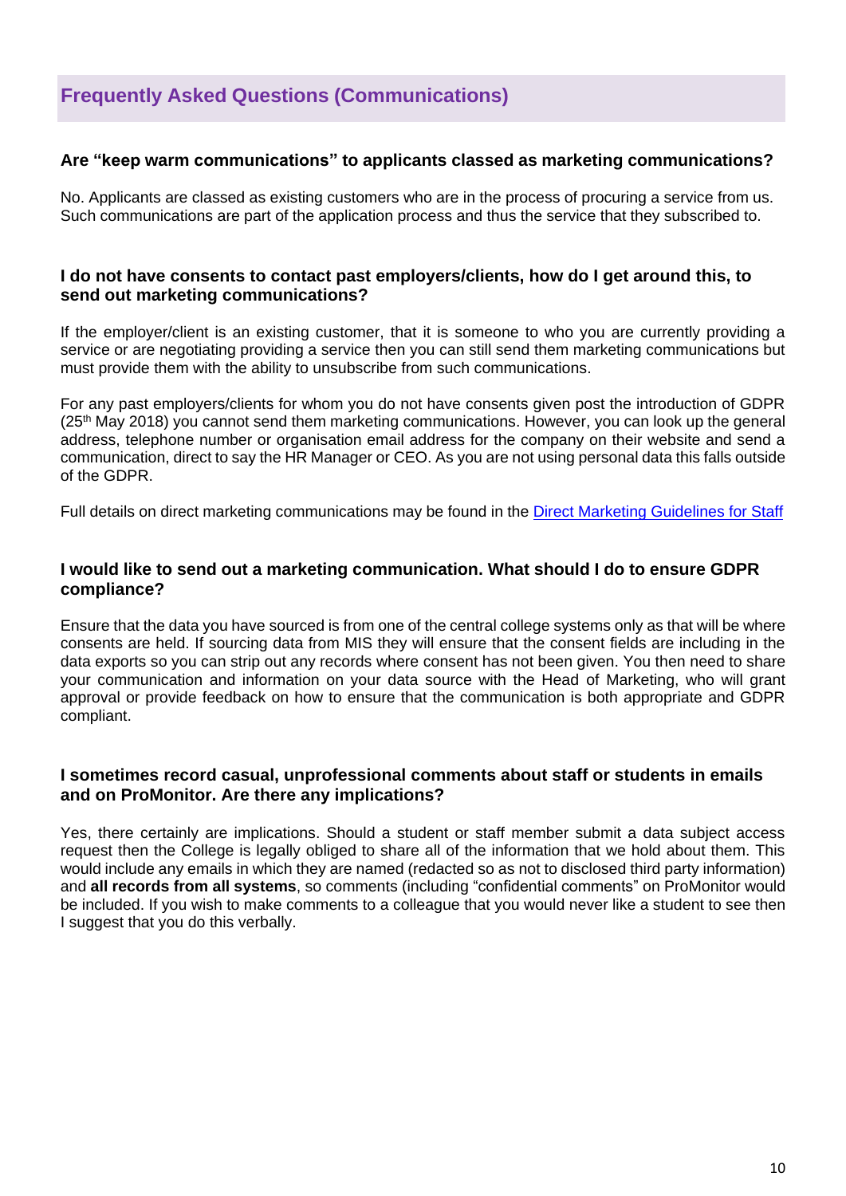## Frequently Asked Questions (Communications)

### Are "keep warm communications" to applicants classed as marketing communications?

No. Applicants are classed as existing customers who are in the process of procuring a service from us. Such communications are part of the application process and thus the service that they subscribed to.

### I do not have consents to contact past employers/clients, how do I get around this, to send out marketing communications?

If the employer/client is an existing customer, that it is someone to who you are currently providing a service or are negotiating providing a service then you can still send them marketing communications but must provide them with the ability to unsubscribe from such communications.

For any past employers/clients for whom you do not have consents given post the introduction of GDPR (25th May 2018) you cannot send them marketing communications. However, you can look up the general address, telephone number or organisation email address for the company on their website and send a communication, direct to say the HR Manager or CEO. As you are not using personal data this falls outside of the GDPR.

Full details on direct marketing communications may be found in the Direct Marketing Guidelines for Staff

### I would like to send out a marketing communication. What should I do to ensure GDPR compliance?

Ensure that the data you have sourced is from one of the central college systems only as that will be where consents are held. If sourcing data from MIS they will ensure that the consent fields are including in the data exports so you can strip out any records where consent has not been given. You then need to share your communication and information on your data source with the Head of Marketing, who will grant approval or provide feedback on how to ensure that the communication is both appropriate and GDPR compliant.

### I sometimes record casual, unprofessional comments about staff or students in emails and on ProMonitor. Are there any implications?

Yes, there certainly are implications. Should a student or staff member submit a data subject access request then the College is legally obliged to share all of the information that we hold about them. This would include any emails in which they are named (redacted so as not to disclosed third party information) and **all records from all systems**, so comments (including "confidential comments" on ProMonitor would be included. If you wish to make comments to a colleague that you would never like a student to see then I suggest that you do this verbally.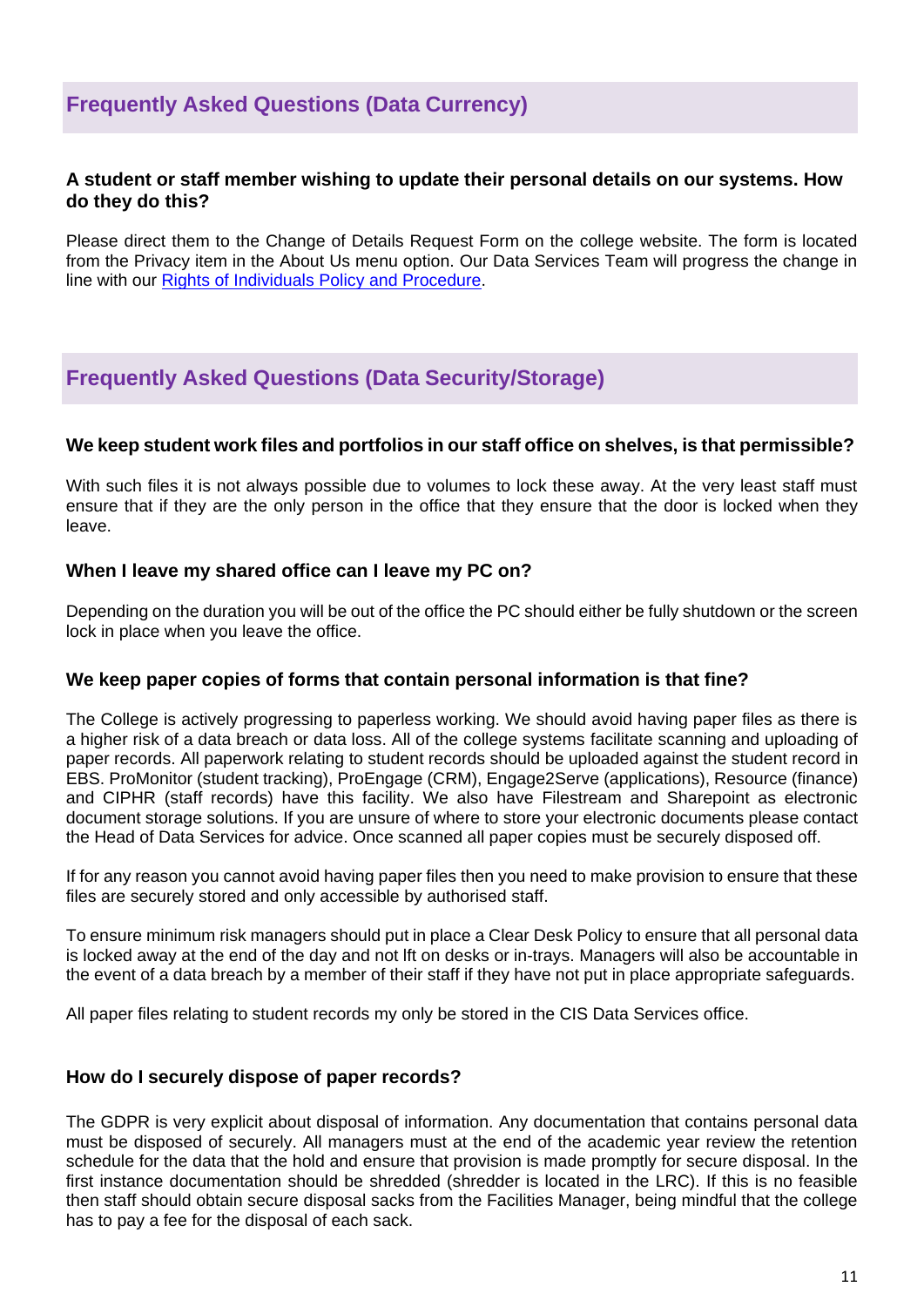## Frequently Asked Questions (Data Currency)

**A student or staff member wishing to update their personal details on our systems. How do they do this?**

Please direct them to the Change of Details Request Form on the college website. The form is located from the Privacy item in the About Us menu option. Our Data Services Team will progress the change in line with our [Rights of Individuals Policy and Procedure](Rights of Individuals Policy and Procedure).

## Frequently Asked Questions (Data Security/Storage)

**We keep student work files and portfolios in our staff office on shelves, is that permissible?**

With such files it is not always possible due to volumes to lock these away. At the very least staff must ensure that if they are the only person in the office that they ensure that the door is locked when they leave.

**When I leave my shared office can I leave my PC on?**

Depending on the duration you will be out of the office the PC should either be fully shutdown or the screen lock in place when you leave the office.

**We keep paper copies of forms that contain personal information is that fine?**

The College is actively progressing to paperless working. We should avoid having paper files as there is a higher risk of a data breach or data loss. All of the college systems facilitate scanning and uploading of paper records. All paperwork relating to student records should be uploaded against the student record in EBS. ProMonitor (student tracking), ProEngage (CRM), Engage2Serve (applications), Resource (finance) and CIPHR (staff records) have this facility. We also have Filestream and Sharepoint as electronic document storage solutions. If you are unsure of where to store your electronic documents please contact the Head of Data Services for advice. Once scanned all paper copies must be securely disposed off.

If for any reason you cannot avoid having paper files then you need to make provision to ensure that these files are securely stored and only accessible by authorised staff.

To ensure minimum risk managers should put in place a Clear Desk Policy to ensure that all personal data is locked away at the end of the day and not lft on desks or in-trays. Managers will also be accountable in the event of a data breach by a member of their staff if they have not put in place appropriate safeguards.

All paper files relating to student records my only be stored in the CIS Data Services office.

**How do I securely dispose of paper records?**

The GDPR is very explicit about disposal of information. Any documentation that contains personal data must be disposed of securely. All managers must at the end of the academic year review the retention schedule for the data that the hold and ensure that provision is made promptly for secure disposal. In the first instance documentation should be shredded (shredder is located in the LRC). If this is no feasible then staff should obtain secure disposal sacks from the Facilities Manager, being mindful that the college has to pay a fee for the disposal of each sack.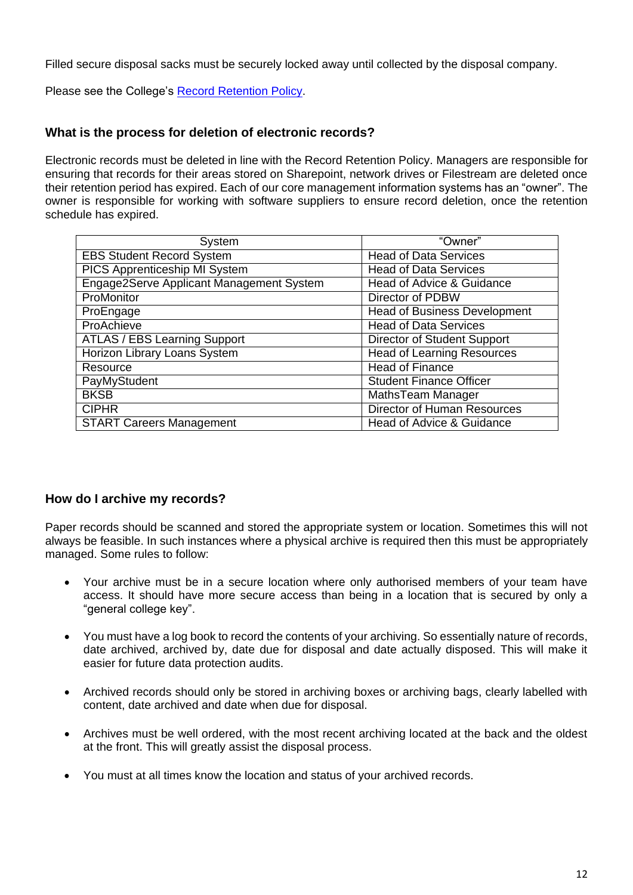Filled secure disposal sacks must be securely locked away until collected by the disposal company.

Please see the College's [Record Retention Policy](Record Retention Policy).

### What is the process for deletion of electronic records?

Electronic records must be deleted in line with the Record Retention Policy. Managers are responsible for ensuring that records for their areas stored on Sharepoint, network drives or Filestream are deleted once their retention period has expired. Each of our core management information systems has an "owner". The owner is responsible for working with software suppliers to ensure record deletion, once the retention schedule has expired.

| System | "Owner" |
| --- | --- |
| EBS Student Record System | Head of Data Services |
| PICS Apprenticeship MI System | Head of Data Services |
| Engage2Serve Applicant Management System | Head of Advice & Guidance |
| ProMonitor | Director of PDBW |
| ProEngage | Head of Business Development |
| ProAchieve | Head of Data Services |
| ATLAS / EBS Learning Support | Director of Student Support |
| Horizon Library Loans System | Head of Learning Resources |
| Resource | Head of Finance |
| PayMyStudent | Student Finance Officer |
| BKSB | MathsTeam Manager |
| CIPHR | Director of Human Resources |
| START Careers Management | Head of Advice & Guidance |

### How do I archive my records?

Paper records should be scanned and stored the appropriate system or location. Sometimes this will not always be feasible. In such instances where a physical archive is required then this must be appropriately managed. Some rules to follow:

- Your archive must be in a secure location where only authorised members of your team have access. It should have more secure access than being in a location that is secured by only a "general college key".

- You must have a log book to record the contents of your archiving. So essentially nature of records, date archived, archived by, date due for disposal and date actually disposed. This will make it easier for future data protection audits.

- Archived records should only be stored in archiving boxes or archiving bags, clearly labelled with content, date archived and date when due for disposal.

- Archives must be well ordered, with the most recent archiving located at the back and the oldest at the front. This will greatly assist the disposal process.

- You must at all times know the location and status of your archived records.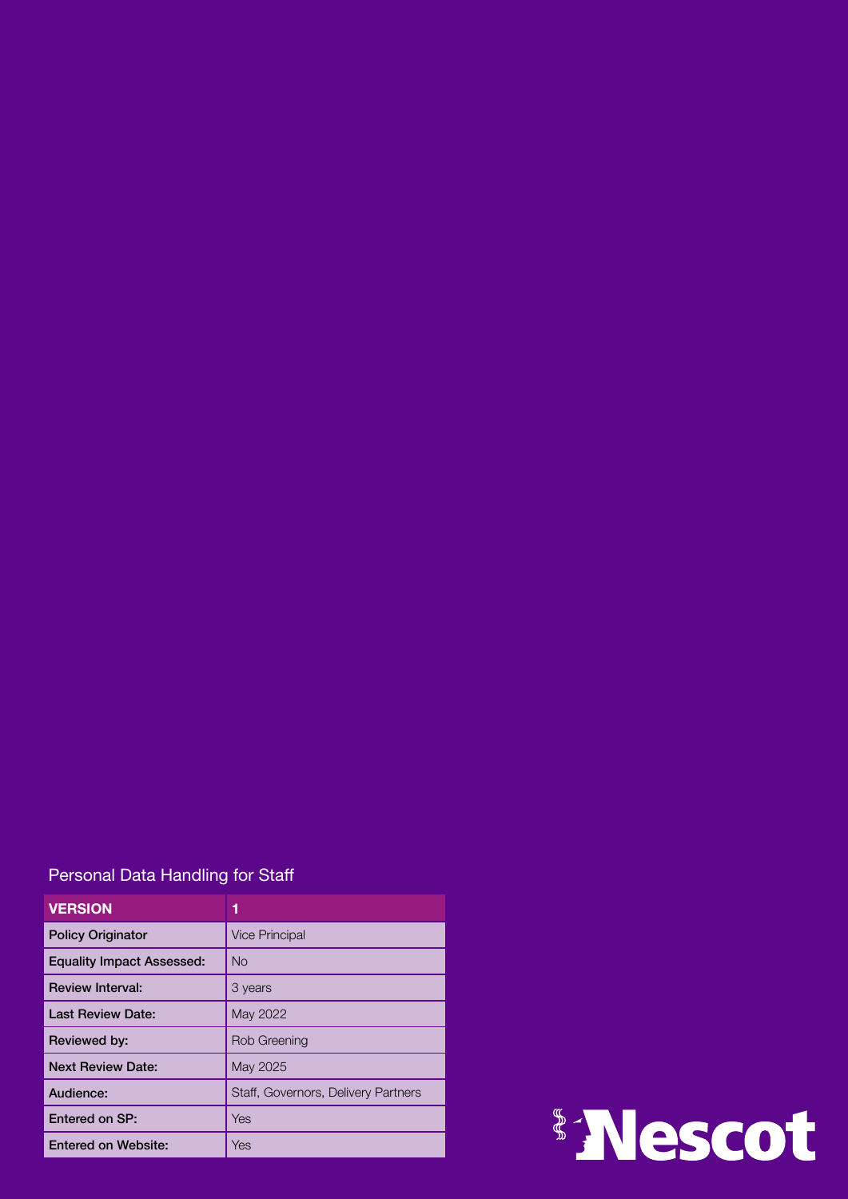Personal Data Handling for Staff

| VERSION | 1 |
| --- | --- |
| Policy Originator | Vice Principal |
| Equality Impact Assessed: | No |
| Review Interval: | 3 years |
| Last Review Date: | May 2022 |
| Reviewed by: | Rob Greening |
| Next Review Date: | May 2025 |
| Audience: | Staff, Governors, Delivery Partners |
| Entered on SP: | Yes |
| Entered on Website: | Yes |

Nescot